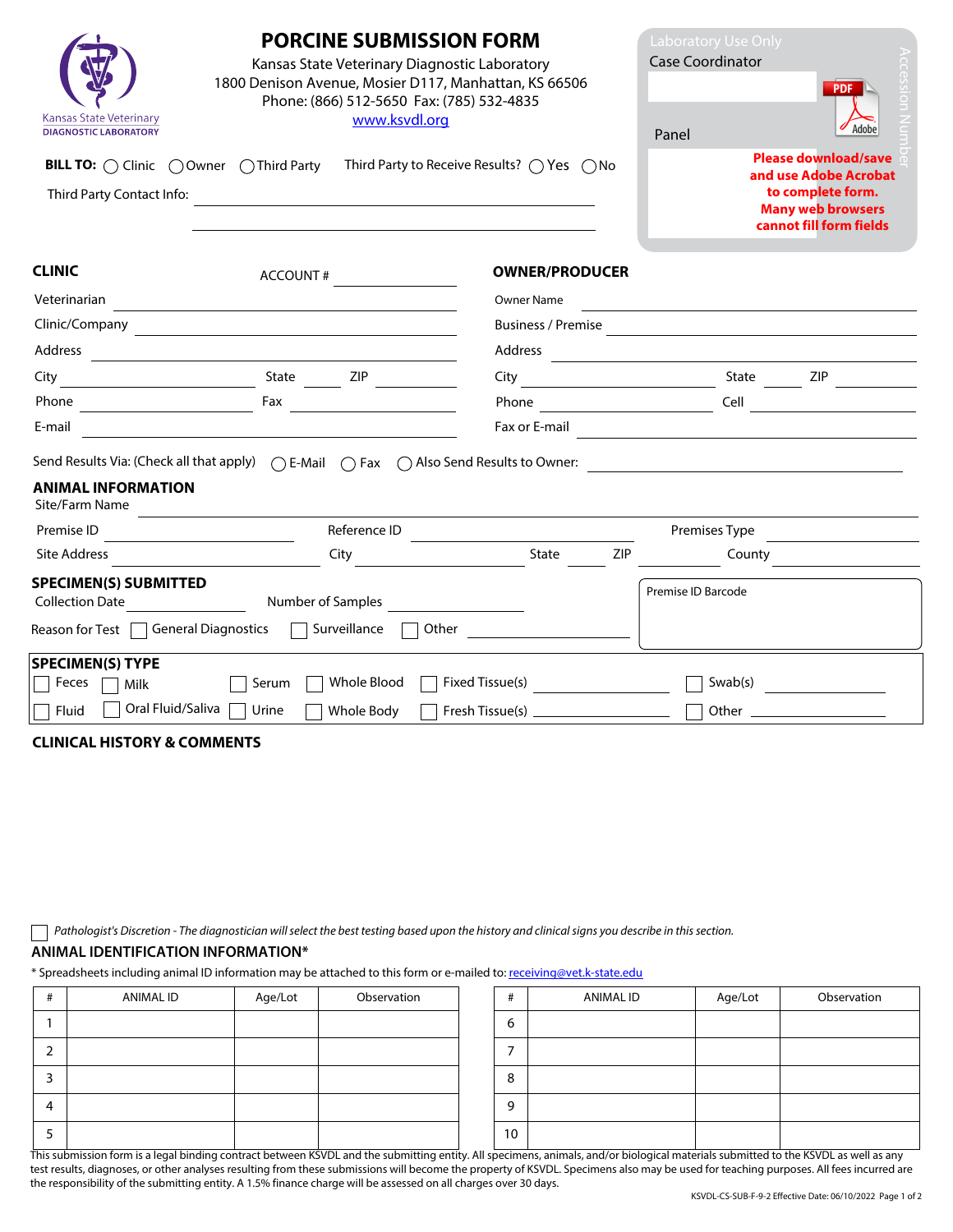Kansas State Veterinary
DIAGNOSTIC LABORATORY

# PORCINE SUBMISSION FORM

Kansas State Veterinary Diagnostic Laboratory
1800 Denison Avenue, Mosier D117, Manhattan, KS 66506
Phone: (866) 512-5650 Fax: (785) 532-4835
www.ksvdl.org

Laboratory Use Only
Case Coordinator

Panel

Accession Number

**Please download/save and use Adobe Acrobat to complete form. Many web browsers cannot fill form fields**

**BILL TO:** ◯ Clinic ◯ Owner ◯ Third Party    Third Party to Receive Results? ◯ Yes ◯ No

Third Party Contact Info: ______________________________

______________________________

## CLINIC

ACCOUNT # __________

Veterinarian __________

Clinic/Company __________

Address __________

City __________ State ____ ZIP ______

Phone __________ Fax __________

E-mail __________

## OWNER/PRODUCER

Owner Name __________

Business / Premise __________

Address __________

City __________ State ____ ZIP ______

Phone __________ Cell __________

Fax or E-mail __________

Send Results Via: (Check all that apply) ◯ E-Mail ◯ Fax ◯ Also Send Results to Owner: __________

## ANIMAL INFORMATION

Site/Farm Name __________

Premise ID __________ Reference ID __________ Premises Type __________

Site Address __________ City __________ State ____ ZIP ______ County __________

## SPECIMEN(S) SUBMITTED

Collection Date __________ Number of Samples __________

Reason for Test ☐ General Diagnostics ☐ Surveillance ☐ Other __________

Premise ID Barcode

## SPECIMEN(S) TYPE

☐ Feces ☐ Milk ☐ Serum ☐ Whole Blood ☐ Fixed Tissue(s) __________ ☐ Swab(s) __________

☐ Fluid ☐ Oral Fluid/Saliva ☐ Urine ☐ Whole Body ☐ Fresh Tissue(s) __________ ☐ Other __________

## CLINICAL HISTORY & COMMENTS

☐ *Pathologist's Discretion - The diagnostician will select the best testing based upon the history and clinical signs you describe in this section.*

## ANIMAL IDENTIFICATION INFORMATION*

\* Spreadsheets including animal ID information may be attached to this form or e-mailed to: receiving@vet.k-state.edu

| # | ANIMAL ID | Age/Lot | Observation | # | ANIMAL ID | Age/Lot | Observation |
|---|---|---|---|---|---|---|---|
| 1 | | | | 6 | | | |
| 2 | | | | 7 | | | |
| 3 | | | | 8 | | | |
| 4 | | | | 9 | | | |
| 5 | | | | 10 | | | |

This submission form is a legal binding contract between KSVDL and the submitting entity. All specimens, animals, and/or biological materials submitted to the KSVDL as well as any test results, diagnoses, or other analyses resulting from these submissions will become the property of KSVDL. Specimens also may be used for teaching purposes. All fees incurred are the responsibility of the submitting entity. A 1.5% finance charge will be assessed on all charges over 30 days.

KSVDL-CS-SUB-F-9-2 Effective Date: 06/10/2022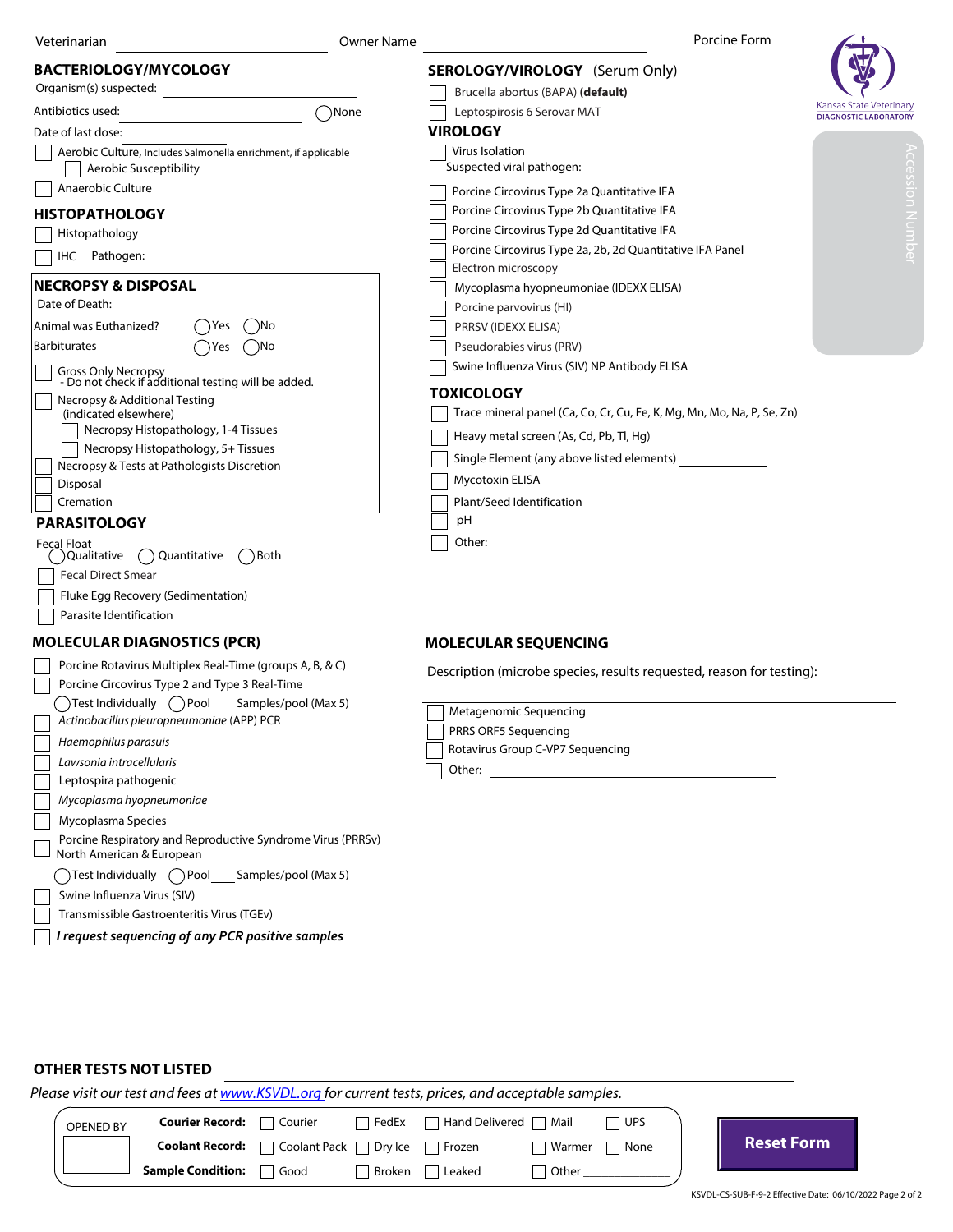Veterinarian ____________________ Owner Name ____________________ Porcine Form

Kansas State Veterinary DIAGNOSTIC LABORATORY

Accession Number

## BACTERIOLOGY/MYCOLOGY

Organism(s) suspected: ____________________

Antibiotics used: ____________________ ◯ None

Date of last dose: ____________________

- ☐ Aerobic Culture, Includes Salmonella enrichment, if applicable
  - ☐ Aerobic Susceptibility
- ☐ Anaerobic Culture

## HISTOPATHOLOGY

- ☐ Histopathology
- ☐ IHC Pathogen: ____________________

## NECROPSY & DISPOSAL

Date of Death: ____________________

Animal was Euthanized? ◯ Yes ◯ No

Barbiturates ◯ Yes ◯ No

- ☐ Gross Only Necropsy - Do not check if additional testing will be added.
- ☐ Necropsy & Additional Testing (indicated elsewhere)
  - ☐ Necropsy Histopathology, 1-4 Tissues
  - ☐ Necropsy Histopathology, 5+ Tissues
- ☐ Necropsy & Tests at Pathologists Discretion
- ☐ Disposal
- ☐ Cremation

## PARASITOLOGY

Fecal Float ◯ Qualitative ◯ Quantitative ◯ Both

- ☐ Fecal Direct Smear
- ☐ Fluke Egg Recovery (Sedimentation)
- ☐ Parasite Identification

## MOLECULAR DIAGNOSTICS (PCR)

- ☐ Porcine Rotavirus Multiplex Real-Time (groups A, B, & C)
- ☐ Porcine Circovirus Type 2 and Type 3 Real-Time
  - ◯ Test Individually ◯ Pool ____ Samples/pool (Max 5)
- ☐ *Actinobacillus pleuropneumoniae* (APP) PCR
- ☐ *Haemophilus parasuis*
- ☐ *Lawsonia intracellularis*
- ☐ Leptospira pathogenic
- ☐ *Mycoplasma hyopneumoniae*
- ☐ Mycoplasma Species
- ☐ Porcine Respiratory and Reproductive Syndrome Virus (PRRSv) North American & European
  - ◯ Test Individually ◯ Pool ____ Samples/pool (Max 5)
- ☐ Swine Influenza Virus (SIV)
- ☐ Transmissible Gastroenteritis Virus (TGEv)
- ☐ ***I request sequencing of any PCR positive samples***

## SEROLOGY/VIROLOGY (Serum Only)

- ☐ Brucella abortus (BAPA) **(default)**
- ☐ Leptospirosis 6 Serovar MAT

## VIROLOGY

- ☐ Virus Isolation
  - Suspected viral pathogen: ____________________
- ☐ Porcine Circovirus Type 2a Quantitative IFA
- ☐ Porcine Circovirus Type 2b Quantitative IFA
- ☐ Porcine Circovirus Type 2d Quantitative IFA
- ☐ Porcine Circovirus Type 2a, 2b, 2d Quantitative IFA Panel
- ☐ Electron microscopy
- ☐ Mycoplasma hyopneumoniae (IDEXX ELISA)
- ☐ Porcine parvovirus (HI)
- ☐ PRRSV (IDEXX ELISA)
- ☐ Pseudorabies virus (PRV)
- ☐ Swine Influenza Virus (SIV) NP Antibody ELISA

## TOXICOLOGY

- ☐ Trace mineral panel (Ca, Co, Cr, Cu, Fe, K, Mg, Mn, Mo, Na, P, Se, Zn)
- ☐ Heavy metal screen (As, Cd, Pb, Tl, Hg)
- ☐ Single Element (any above listed elements) ____________________
- ☐ Mycotoxin ELISA
- ☐ Plant/Seed Identification
- ☐ pH
- ☐ Other: ____________________

## MOLECULAR SEQUENCING

Description (microbe species, results requested, reason for testing):

____________________

- ☐ Metagenomic Sequencing
- ☐ PRRS ORF5 Sequencing
- ☐ Rotavirus Group C-VP7 Sequencing
- ☐ Other: ____________________

## OTHER TESTS NOT LISTED ____________________

*Please visit our test and fees at www.KSVDL.org for current tests, prices, and acceptable samples.*

OPENED BY

**Courier Record:** ☐ Courier ☐ FedEx ☐ Hand Delivered ☐ Mail ☐ UPS

**Coolant Record:** ☐ Coolant Pack ☐ Dry Ice ☐ Frozen ☐ Warmer ☐ None

**Sample Condition:** ☐ Good ☐ Broken ☐ Leaked ☐ Other ____________

**Reset Form**

KSVDL-CS-SUB-F-9-2 Effective Date: 06/10/2022